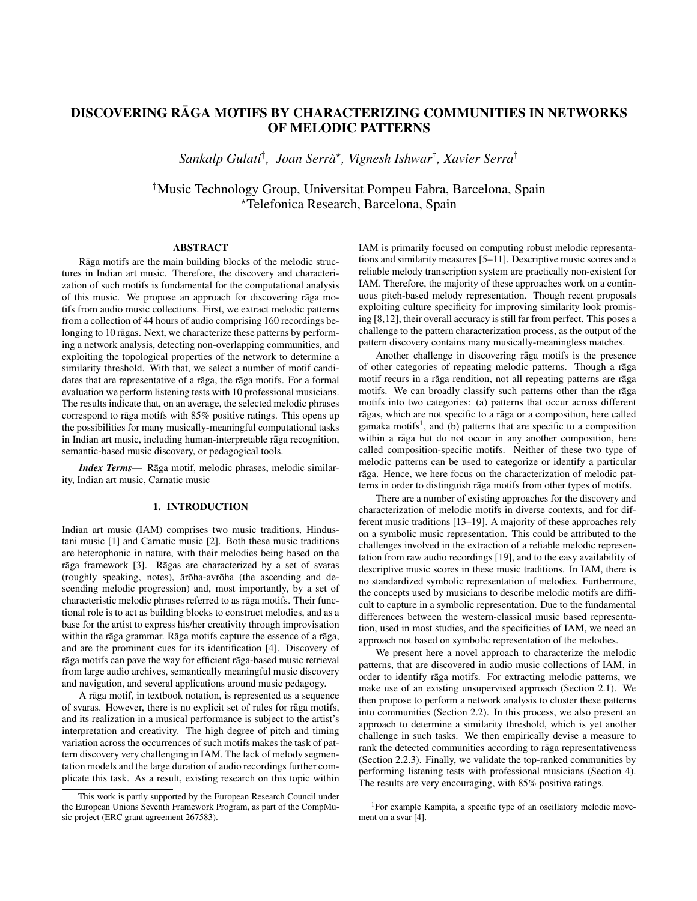# DISCOVERING RĀGA MOTIFS BY CHARACTERIZING COMMUNITIES IN NETWORKS OF MELODIC PATTERNS

*Sankalp Gulati[†], Joan Serrà[⋆], Vignesh Ishwar[†], Xavier Serra[†]*

[†]Music Technology Group, Universitat Pompeu Fabra, Barcelona, Spain
[⋆]Telefonica Research, Barcelona, Spain

## ABSTRACT

Rāga motifs are the main building blocks of the melodic structures in Indian art music. Therefore, the discovery and characterization of such motifs is fundamental for the computational analysis of this music. We propose an approach for discovering rāga motifs from audio music collections. First, we extract melodic patterns from a collection of 44 hours of audio comprising 160 recordings belonging to 10 rāgas. Next, we characterize these patterns by performing a network analysis, detecting non-overlapping communities, and exploiting the topological properties of the network to determine a similarity threshold. With that, we select a number of motif candidates that are representative of a rāga, the rāga motifs. For a formal evaluation we perform listening tests with 10 professional musicians. The results indicate that, on an average, the selected melodic phrases correspond to rāga motifs with 85% positive ratings. This opens up the possibilities for many musically-meaningful computational tasks in Indian art music, including human-interpretable rāga recognition, semantic-based music discovery, or pedagogical tools.

***Index Terms*—** Rāga motif, melodic phrases, melodic similarity, Indian art music, Carnatic music

## 1. INTRODUCTION

Indian art music (IAM) comprises two music traditions, Hindustani music [1] and Carnatic music [2]. Both these music traditions are heterophonic in nature, with their melodies being based on the rāga framework [3]. Rāgas are characterized by a set of svaras (roughly speaking, notes), ārōha-avrōha (the ascending and descending melodic progression) and, most importantly, by a set of characteristic melodic phrases referred to as rāga motifs. Their functional role is to act as building blocks to construct melodies, and as a base for the artist to express his/her creativity through improvisation within the rāga grammar. Rāga motifs capture the essence of a rāga, and are the prominent cues for its identification [4]. Discovery of rāga motifs can pave the way for efficient rāga-based music retrieval from large audio archives, semantically meaningful music discovery and navigation, and several applications around music pedagogy.

A rāga motif, in textbook notation, is represented as a sequence of svaras. However, there is no explicit set of rules for rāga motifs, and its realization in a musical performance is subject to the artist's interpretation and creativity. The high degree of pitch and timing variation across the occurrences of such motifs makes the task of pattern discovery very challenging in IAM. The lack of melody segmentation models and the large duration of audio recordings further complicate this task. As a result, existing research on this topic within IAM is primarily focused on computing robust melodic representations and similarity measures [5–11]. Descriptive music scores and a reliable melody transcription system are practically non-existent for IAM. Therefore, the majority of these approaches work on a continuous pitch-based melody representation. Though recent proposals exploiting culture specificity for improving similarity look promising [8,12], their overall accuracy is still far from perfect. This poses a challenge to the pattern characterization process, as the output of the pattern discovery contains many musically-meaningless matches.

Another challenge in discovering rāga motifs is the presence of other categories of repeating melodic patterns. Though a rāga motif recurs in a rāga rendition, not all repeating patterns are rāga motifs. We can broadly classify such patterns other than the rāga motifs into two categories: (a) patterns that occur across different rāgas, which are not specific to a rāga or a composition, here called gamaka motifs[1], and (b) patterns that are specific to a composition within a rāga but do not occur in any another composition, here called composition-specific motifs. Neither of these two type of melodic patterns can be used to categorize or identify a particular rāga. Hence, we here focus on the characterization of melodic patterns in order to distinguish rāga motifs from other types of motifs.

There are a number of existing approaches for the discovery and characterization of melodic motifs in diverse contexts, and for different music traditions [13–19]. A majority of these approaches rely on a symbolic music representation. This could be attributed to the challenges involved in the extraction of a reliable melodic representation from raw audio recordings [19], and to the easy availability of descriptive music scores in these music traditions. In IAM, there is no standardized symbolic representation of melodies. Furthermore, the concepts used by musicians to describe melodic motifs are difficult to capture in a symbolic representation. Due to the fundamental differences between the western-classical music based representation, used in most studies, and the specificities of IAM, we need an approach not based on symbolic representation of the melodies.

We present here a novel approach to characterize the melodic patterns, that are discovered in audio music collections of IAM, in order to identify rāga motifs. For extracting melodic patterns, we make use of an existing unsupervised approach (Section 2.1). We then propose to perform a network analysis to cluster these patterns into communities (Section 2.2). In this process, we also present an approach to determine a similarity threshold, which is yet another challenge in such tasks. We then empirically devise a measure to rank the detected communities according to rāga representativeness (Section 2.2.3). Finally, we validate the top-ranked communities by performing listening tests with professional musicians (Section 4). The results are very encouraging, with 85% positive ratings.

---

This work is partly supported by the European Research Council under the European Unions Seventh Framework Program, as part of the CompMusic project (ERC grant agreement 267583).

[1]For example Kampita, a specific type of an oscillatory melodic movement on a svar [4].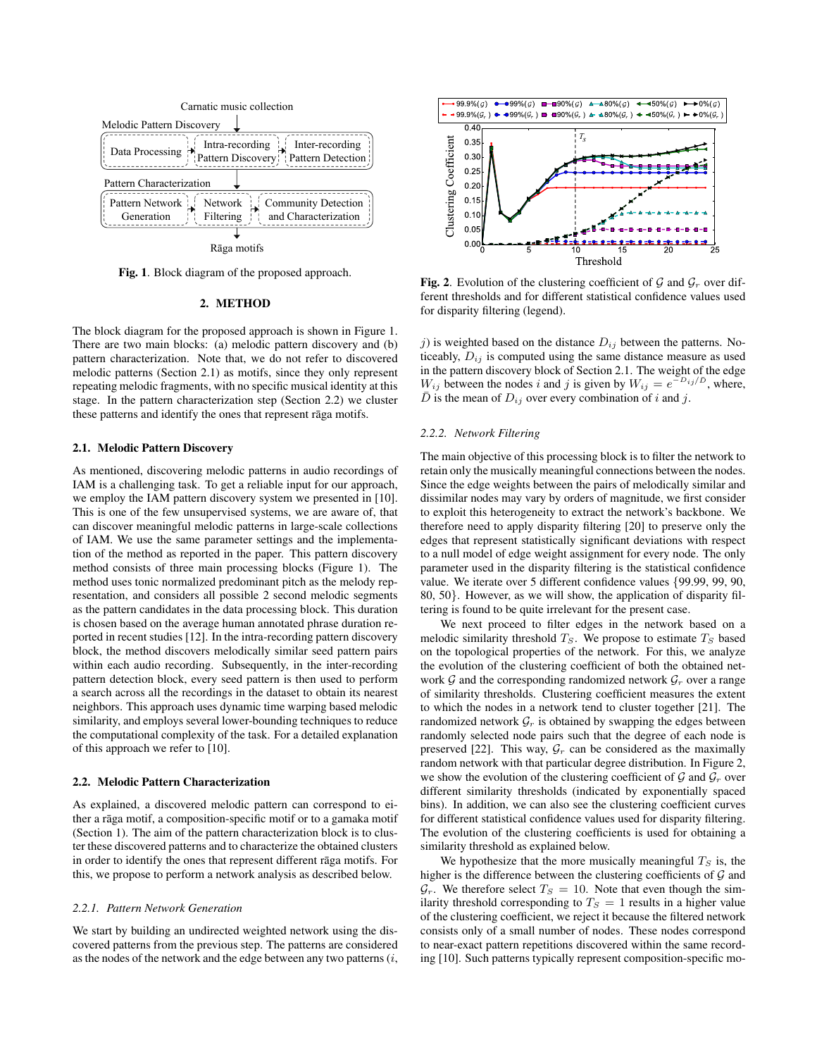Carnatic music collection

Melodic Pattern Discovery: Data Processing → Intra-recording Pattern Discovery → Inter-recording Pattern Detection

Pattern Characterization: Pattern Network Generation → Network Filtering → Community Detection and Characterization

Rāga motifs

**Fig. 1**. Block diagram of the proposed approach.

## 2. METHOD

The block diagram for the proposed approach is shown in Figure 1. There are two main blocks: (a) melodic pattern discovery and (b) pattern characterization. Note that, we do not refer to discovered melodic patterns (Section 2.1) as motifs, since they only represent repeating melodic fragments, with no specific musical identity at this stage. In the pattern characterization step (Section 2.2) we cluster these patterns and identify the ones that represent rāga motifs.

### 2.1. Melodic Pattern Discovery

As mentioned, discovering melodic patterns in audio recordings of IAM is a challenging task. To get a reliable input for our approach, we employ the IAM pattern discovery system we presented in [10]. This is one of the few unsupervised systems, we are aware of, that can discover meaningful melodic patterns in large-scale collections of IAM. We use the same parameter settings and the implementation of the method as reported in the paper. This pattern discovery method consists of three main processing blocks (Figure 1). The method uses tonic normalized predominant pitch as the melody representation, and considers all possible 2 second melodic segments as the pattern candidates in the data processing block. This duration is chosen based on the average human annotated phrase duration reported in recent studies [12]. In the intra-recording pattern discovery block, the method discovers melodically similar seed pattern pairs within each audio recording. Subsequently, in the inter-recording pattern detection block, every seed pattern is then used to perform a search across all the recordings in the dataset to obtain its nearest neighbors. This approach uses dynamic time warping based melodic similarity, and employs several lower-bounding techniques to reduce the computational complexity of the task. For a detailed explanation of this approach we refer to [10].

### 2.2. Melodic Pattern Characterization

As explained, a discovered melodic pattern can correspond to either a rāga motif, a composition-specific motif or to a gamaka motif (Section 1). The aim of the pattern characterization block is to cluster these discovered patterns and to characterize the obtained clusters in order to identify the ones that represent different rāga motifs. For this, we propose to perform a network analysis as described below.

#### 2.2.1. *Pattern Network Generation*

We start by building an undirected weighted network using the discovered patterns from the previous step. The patterns are considered as the nodes of the network and the edge between any two patterns ($i$, $j$) is weighted based on the distance $D_{ij}$ between the patterns. Noticeably, $D_{ij}$ is computed using the same distance measure as used in the pattern discovery block of Section 2.1. The weight of the edge $W_{ij}$ between the nodes $i$ and $j$ is given by $W_{ij} = e^{-D_{ij}/\bar{D}}$, where, $\bar{D}$ is the mean of $D_{ij}$ over every combination of $i$ and $j$.

**Fig. 2**. Evolution of the clustering coefficient of $\mathcal{G}$ and $\mathcal{G}_r$ over different thresholds and for different statistical confidence values used for disparity filtering (legend).

#### 2.2.2. *Network Filtering*

The main objective of this processing block is to filter the network to retain only the musically meaningful connections between the nodes. Since the edge weights between the pairs of melodically similar and dissimilar nodes may vary by orders of magnitude, we first consider to exploit this heterogeneity to extract the network's backbone. We therefore need to apply disparity filtering [20] to preserve only the edges that represent statistically significant deviations with respect to a null model of edge weight assignment for every node. The only parameter used in the disparity filtering is the statistical confidence value. We iterate over 5 different confidence values {99.99, 99, 90, 80, 50}. However, as we will show, the application of disparity filtering is found to be quite irrelevant for the present case.

We next proceed to filter edges in the network based on a melodic similarity threshold $T_S$. We propose to estimate $T_S$ based on the topological properties of the network. For this, we analyze the evolution of the clustering coefficient of both the obtained network $\mathcal{G}$ and the corresponding randomized network $\mathcal{G}_r$ over a range of similarity thresholds. Clustering coefficient measures the extent to which the nodes in a network tend to cluster together [21]. The randomized network $\mathcal{G}_r$ is obtained by swapping the edges between randomly selected node pairs such that the degree of each node is preserved [22]. This way, $\mathcal{G}_r$ can be considered as the maximally random network with that particular degree distribution. In Figure 2, we show the evolution of the clustering coefficient of $\mathcal{G}$ and $\mathcal{G}_r$ over different similarity thresholds (indicated by exponentially spaced bins). In addition, we can also see the clustering coefficient curves for different statistical confidence values used for disparity filtering. The evolution of the clustering coefficients is used for obtaining a similarity threshold as explained below.

We hypothesize that the more musically meaningful $T_S$ is, the higher is the difference between the clustering coefficients of $\mathcal{G}$ and $\mathcal{G}_r$. We therefore select $T_S = 10$. Note that even though the similarity threshold corresponding to $T_S = 1$ results in a higher value of the clustering coefficient, we reject it because the filtered network consists only of a small number of nodes. These nodes correspond to near-exact pattern repetitions discovered within the same recording [10]. Such patterns typically represent composition-specific mo-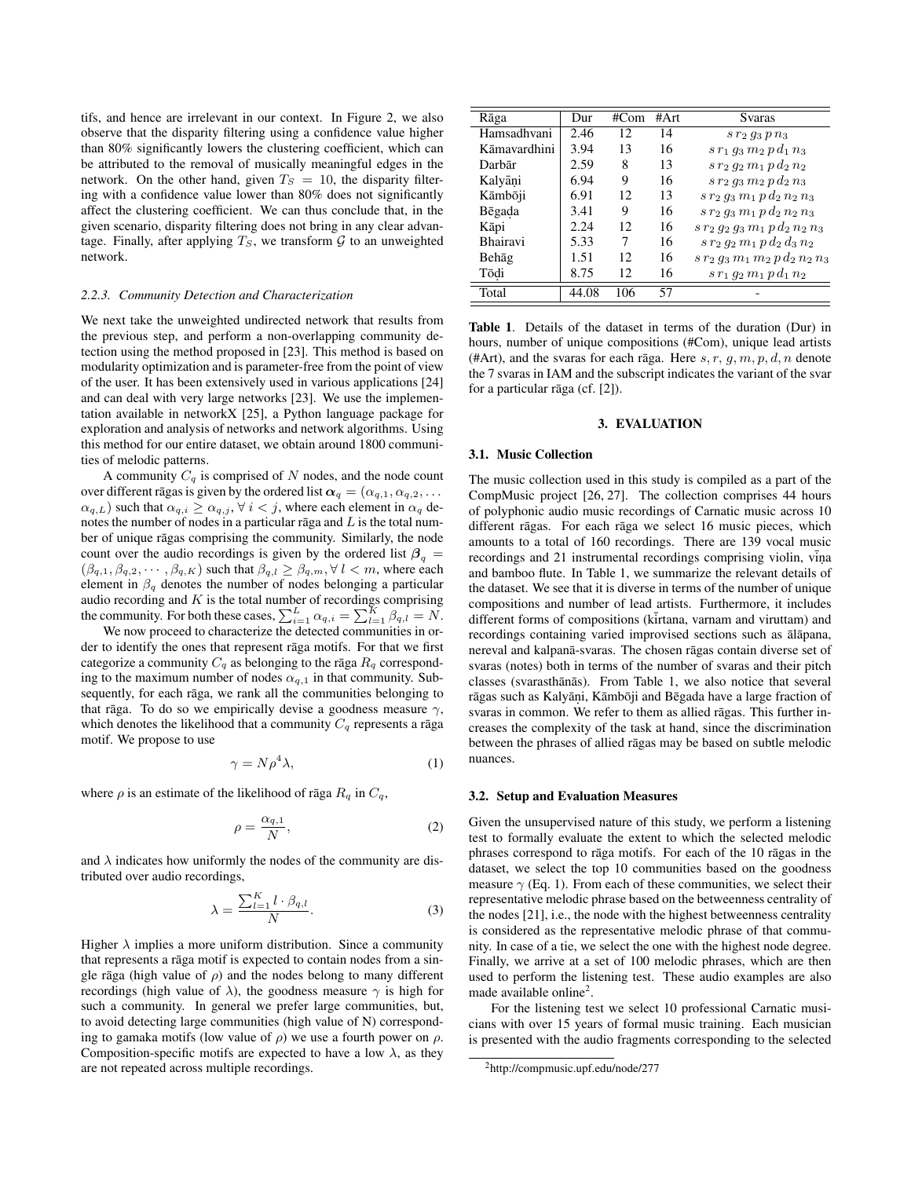tifs, and hence are irrelevant in our context. In Figure 2, we also observe that the disparity filtering using a confidence value higher than 80% significantly lowers the clustering coefficient, which can be attributed to the removal of musically meaningful edges in the network. On the other hand, given $T_S = 10$, the disparity filtering with a confidence value lower than 80% does not significantly affect the clustering coefficient. We can thus conclude that, in the given scenario, disparity filtering does not bring in any clear advantage. Finally, after applying $T_S$, we transform $\mathcal{G}$ to an unweighted network.

#### 2.2.3. Community Detection and Characterization

We next take the unweighted undirected network that results from the previous step, and perform a non-overlapping community detection using the method proposed in [23]. This method is based on modularity optimization and is parameter-free from the point of view of the user. It has been extensively used in various applications [24] and can deal with very large networks [23]. We use the implementation available in networkX [25], a Python language package for exploration and analysis of networks and network algorithms. Using this method for our entire dataset, we obtain around 1800 communities of melodic patterns.

A community $C_q$ is comprised of $N$ nodes, and the node count over different rāgas is given by the ordered list $\boldsymbol{\alpha}_q = (\alpha_{q,1}, \alpha_{q,2}, \ldots \alpha_{q,L})$ such that $\alpha_{q,i} \geq \alpha_{q,j}, \forall\, i < j$, where each element in $\alpha_q$ denotes the number of nodes in a particular rāga and $L$ is the total number of unique rāgas comprising the community. Similarly, the node count over the audio recordings is given by the ordered list $\boldsymbol{\beta}_q = (\beta_{q,1}, \beta_{q,2}, \cdots, \beta_{q,K})$ such that $\beta_{q,l} \geq \beta_{q,m}, \forall\, l < m$, where each element in $\beta_q$ denotes the number of nodes belonging a particular audio recording and $K$ is the total number of recordings comprising the community. For both these cases, $\sum_{i=1}^{L} \alpha_{q,i} = \sum_{l=1}^{K} \beta_{q,l} = N$.

We now proceed to characterize the detected communities in order to identify the ones that represent rāga motifs. For that we first categorize a community $C_q$ as belonging to the rāga $R_q$ corresponding to the maximum number of nodes $\alpha_{q,1}$ in that community. Subsequently, for each rāga, we rank all the communities belonging to that rāga. To do so we empirically devise a goodness measure $\gamma$, which denotes the likelihood that a community $C_q$ represents a rāga motif. We propose to use

$$\gamma = N\rho^4\lambda, \tag{1}$$

where $\rho$ is an estimate of the likelihood of rāga $R_q$ in $C_q$,

$$\rho = \frac{\alpha_{q,1}}{N}, \tag{2}$$

and $\lambda$ indicates how uniformly the nodes of the community are distributed over audio recordings,

$$\lambda = \frac{\sum_{l=1}^{K} l \cdot \beta_{q,l}}{N}. \tag{3}$$

Higher $\lambda$ implies a more uniform distribution. Since a community that represents a rāga motif is expected to contain nodes from a single rāga (high value of $\rho$) and the nodes belong to many different recordings (high value of $\lambda$), the goodness measure $\gamma$ is high for such a community. In general we prefer large communities, but, to avoid detecting large communities (high value of N) corresponding to gamaka motifs (low value of $\rho$) we use a fourth power on $\rho$. Composition-specific motifs are expected to have a low $\lambda$, as they are not repeated across multiple recordings.

| Rāga | Dur | #Com | #Art | Svaras |
|---|---|---|---|---|
| Hamsadhvani | 2.46 | 12 | 14 | $s\, r_2\, g_3\, p\, n_3$ |
| Kāmavardhini | 3.94 | 13 | 16 | $s\, r_1\, g_3\, m_2\, p\, d_1\, n_3$ |
| Darbār | 2.59 | 8 | 13 | $s\, r_2\, g_2\, m_1\, p\, d_2\, n_2$ |
| Kalyāṇi | 6.94 | 9 | 16 | $s\, r_2\, g_3\, m_2\, p\, d_2\, n_3$ |
| Kāmbōji | 6.91 | 12 | 13 | $s\, r_2\, g_3\, m_1\, p\, d_2\, n_2\, n_3$ |
| Bēgaḍa | 3.41 | 9 | 16 | $s\, r_2\, g_3\, m_1\, p\, d_2\, n_2\, n_3$ |
| Kāpi | 2.24 | 12 | 16 | $s\, r_2\, g_2\, g_3\, m_1\, p\, d_2\, n_2\, n_3$ |
| Bhairavi | 5.33 | 7 | 16 | $s\, r_2\, g_2\, m_1\, p\, d_2\, d_3\, n_2$ |
| Behāg | 1.51 | 12 | 16 | $s\, r_2\, g_3\, m_1\, m_2\, p\, d_2\, n_2\, n_3$ |
| Tōḍi | 8.75 | 12 | 16 | $s\, r_1\, g_2\, m_1\, p\, d_1\, n_2$ |
| Total | 44.08 | 106 | 57 | - |

**Table 1**. Details of the dataset in terms of the duration (Dur) in hours, number of unique compositions (#Com), unique lead artists (#Art), and the svaras for each rāga. Here $s, r, g, m, p, d, n$ denote the 7 svaras in IAM and the subscript indicates the variant of the svar for a particular rāga (cf. [2]).

## 3. EVALUATION

### 3.1. Music Collection

The music collection used in this study is compiled as a part of the CompMusic project [26, 27]. The collection comprises 44 hours of polyphonic audio music recordings of Carnatic music across 10 different rāgas. For each rāga we select 16 music pieces, which amounts to a total of 160 recordings. There are 139 vocal music recordings and 21 instrumental recordings comprising violin, vīṇa and bamboo flute. In Table 1, we summarize the relevant details of the dataset. We see that it is diverse in terms of the number of unique compositions and number of lead artists. Furthermore, it includes different forms of compositions (kīrtana, varnam and viruttam) and recordings containing varied improvised sections such as ālāpana, nereval and kalpanā-svaras. The chosen rāgas contain diverse set of svaras (notes) both in terms of the number of svaras and their pitch classes (svarasthānās). From Table 1, we also notice that several rāgas such as Kalyāṇi, Kāmbōji and Bēgada have a large fraction of svaras in common. We refer to them as allied rāgas. This further increases the complexity of the task at hand, since the discrimination between the phrases of allied rāgas may be based on subtle melodic nuances.

### 3.2. Setup and Evaluation Measures

Given the unsupervised nature of this study, we perform a listening test to formally evaluate the extent to which the selected melodic phrases correspond to rāga motifs. For each of the 10 rāgas in the dataset, we select the top 10 communities based on the goodness measure $\gamma$ (Eq. 1). From each of these communities, we select their representative melodic phrase based on the betweenness centrality of the nodes [21], i.e., the node with the highest betweenness centrality is considered as the representative melodic phrase of that community. In case of a tie, we select the one with the highest node degree. Finally, we arrive at a set of 100 melodic phrases, which are then used to perform the listening test. These audio examples are also made available online[2].

For the listening test we select 10 professional Carnatic musicians with over 15 years of formal music training. Each musician is presented with the audio fragments corresponding to the selected

[2] http://compmusic.upf.edu/node/277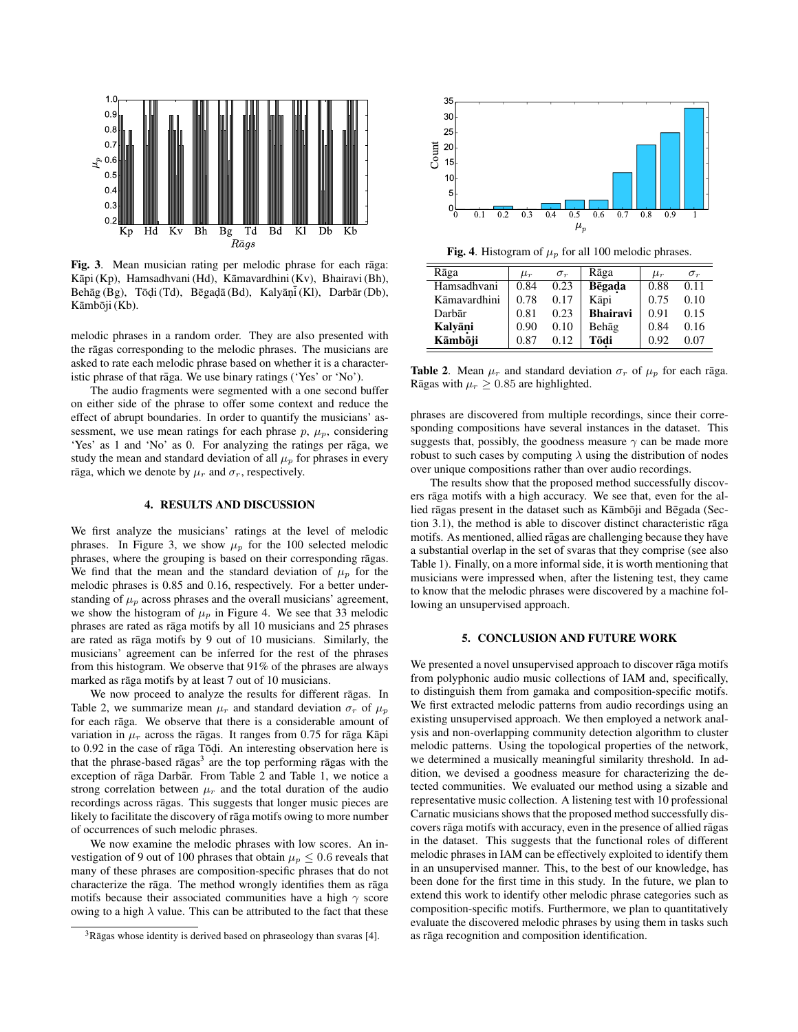Fig. 3. Mean musician rating per melodic phrase for each rāga: Kāpi (Kp), Hamsadhvani (Hd), Kāmavardhini (Kv), Bhairavi (Bh), Behāg (Bg), Tōḍi (Td), Bēgaḍā (Bd), Kalyāṇī (Kl), Darbār (Db), Kāmbōji (Kb).

melodic phrases in a random order. They are also presented with the rāgas corresponding to the melodic phrases. The musicians are asked to rate each melodic phrase based on whether it is a characteristic phrase of that rāga. We use binary ratings ('Yes' or 'No').

The audio fragments were segmented with a one second buffer on either side of the phrase to offer some context and reduce the effect of abrupt boundaries. In order to quantify the musicians' assessment, we use mean ratings for each phrase $p$, $\mu_p$, considering 'Yes' as 1 and 'No' as 0. For analyzing the ratings per rāga, we study the mean and standard deviation of all $\mu_p$ for phrases in every rāga, which we denote by $\mu_r$ and $\sigma_r$, respectively.

## 4. RESULTS AND DISCUSSION

We first analyze the musicians' ratings at the level of melodic phrases. In Figure 3, we show $\mu_p$ for the 100 selected melodic phrases, where the grouping is based on their corresponding rāgas. We find that the mean and the standard deviation of $\mu_p$ for the melodic phrases is 0.85 and 0.16, respectively. For a better understanding of $\mu_p$ across phrases and the overall musicians' agreement, we show the histogram of $\mu_p$ in Figure 4. We see that 33 melodic phrases are rated as rāga motifs by all 10 musicians and 25 phrases are rated as rāga motifs by 9 out of 10 musicians. Similarly, the musicians' agreement can be inferred for the rest of the phrases from this histogram. We observe that 91% of the phrases are always marked as rāga motifs by at least 7 out of 10 musicians.

We now proceed to analyze the results for different rāgas. In Table 2, we summarize mean $\mu_r$ and standard deviation $\sigma_r$ of $\mu_p$ for each rāga. We observe that there is a considerable amount of variation in $\mu_r$ across the rāgas. It ranges from 0.75 for rāga Kāpi to 0.92 in the case of rāga Tōḍi. An interesting observation here is that the phrase-based rāgas[3] are the top performing rāgas with the exception of rāga Darbār. From Table 2 and Table 1, we notice a strong correlation between $\mu_r$ and the total duration of the audio recordings across rāgas. This suggests that longer music pieces are likely to facilitate the discovery of rāga motifs owing to more number of occurrences of such melodic phrases.

We now examine the melodic phrases with low scores. An investigation of 9 out of 100 phrases that obtain $\mu_p \leq 0.6$ reveals that many of these phrases are composition-specific phrases that do not characterize the rāga. The method wrongly identifies them as rāga motifs because their associated communities have a high $\gamma$ score owing to a high $\lambda$ value. This can be attributed to the fact that these

[3]Rāgas whose identity is derived based on phraseology than svaras [4].

Fig. 4. Histogram of $\mu_p$ for all 100 melodic phrases.

| Rāga | $\mu_r$ | $\sigma_r$ | Rāga | $\mu_r$ | $\sigma_r$ |
|---|---|---|---|---|---|
| Hamsadhvani | 0.84 | 0.23 | **Bēgaḍa** | 0.88 | 0.11 |
| Kāmavardhini | 0.78 | 0.17 | Kāpi | 0.75 | 0.10 |
| Darbār | 0.81 | 0.23 | **Bhairavi** | 0.91 | 0.15 |
| **Kalyāṇi** | 0.90 | 0.10 | Behāg | 0.84 | 0.16 |
| **Kāmbōji** | 0.87 | 0.12 | **Tōḍi** | 0.92 | 0.07 |

Table 2. Mean $\mu_r$ and standard deviation $\sigma_r$ of $\mu_p$ for each rāga. Rāgas with $\mu_r \geq 0.85$ are highlighted.

phrases are discovered from multiple recordings, since their corresponding compositions have several instances in the dataset. This suggests that, possibly, the goodness measure $\gamma$ can be made more robust to such cases by computing $\lambda$ using the distribution of nodes over unique compositions rather than over audio recordings.

The results show that the proposed method successfully discovers rāga motifs with a high accuracy. We see that, even for the allied rāgas present in the dataset such as Kāmbōji and Bēgada (Section 3.1), the method is able to discover distinct characteristic rāga motifs. As mentioned, allied rāgas are challenging because they have a substantial overlap in the set of svaras that they comprise (see also Table 1). Finally, on a more informal side, it is worth mentioning that musicians were impressed when, after the listening test, they came to know that the melodic phrases were discovered by a machine following an unsupervised approach.

## 5. CONCLUSION AND FUTURE WORK

We presented a novel unsupervised approach to discover rāga motifs from polyphonic audio music collections of IAM and, specifically, to distinguish them from gamaka and composition-specific motifs. We first extracted melodic patterns from audio recordings using an existing unsupervised approach. We then employed a network analysis and non-overlapping community detection algorithm to cluster melodic patterns. Using the topological properties of the network, we determined a musically meaningful similarity threshold. In addition, we devised a goodness measure for characterizing the detected communities. We evaluated our method using a sizable and representative music collection. A listening test with 10 professional Carnatic musicians shows that the proposed method successfully discovers rāga motifs with accuracy, even in the presence of allied rāgas in the dataset. This suggests that the functional roles of different melodic phrases in IAM can be effectively exploited to identify them in an unsupervised manner. This, to the best of our knowledge, has been done for the first time in this study. In the future, we plan to extend this work to identify other melodic phrase categories such as composition-specific motifs. Furthermore, we plan to quantitatively evaluate the discovered melodic phrases by using them in tasks such as rāga recognition and composition identification.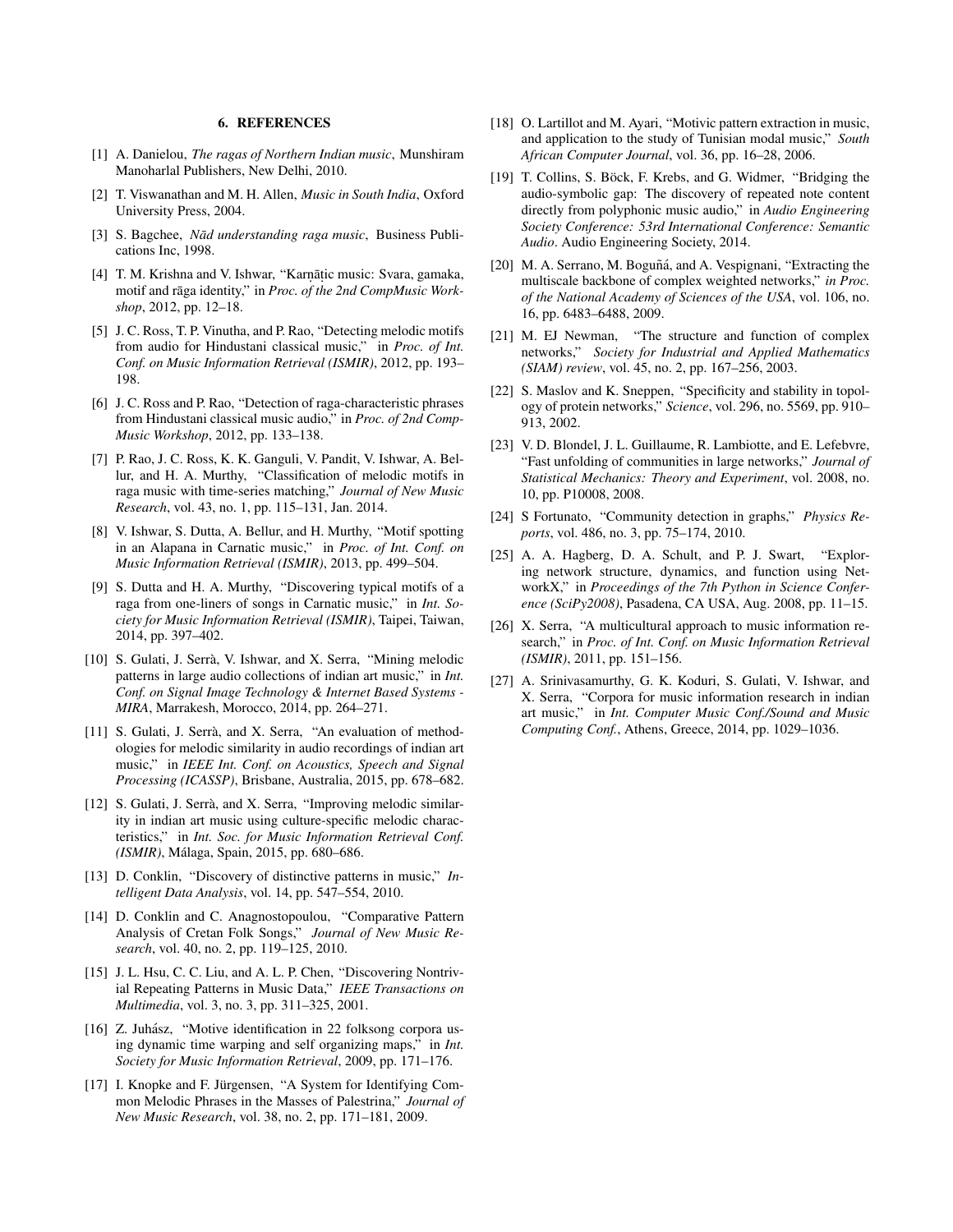## 6. REFERENCES

[1] A. Danielou, *The ragas of Northern Indian music*, Munshiram Manoharlal Publishers, New Delhi, 2010.

[2] T. Viswanathan and M. H. Allen, *Music in South India*, Oxford University Press, 2004.

[3] S. Bagchee, *Nād understanding raga music*, Business Publications Inc, 1998.

[4] T. M. Krishna and V. Ishwar, "Karṇāṭic music: Svara, gamaka, motif and rāga identity," in *Proc. of the 2nd CompMusic Workshop*, 2012, pp. 12–18.

[5] J. C. Ross, T. P. Vinutha, and P. Rao, "Detecting melodic motifs from audio for Hindustani classical music," in *Proc. of Int. Conf. on Music Information Retrieval (ISMIR)*, 2012, pp. 193–198.

[6] J. C. Ross and P. Rao, "Detection of raga-characteristic phrases from Hindustani classical music audio," in *Proc. of 2nd CompMusic Workshop*, 2012, pp. 133–138.

[7] P. Rao, J. C. Ross, K. K. Ganguli, V. Pandit, V. Ishwar, A. Bellur, and H. A. Murthy, "Classification of melodic motifs in raga music with time-series matching," *Journal of New Music Research*, vol. 43, no. 1, pp. 115–131, Jan. 2014.

[8] V. Ishwar, S. Dutta, A. Bellur, and H. Murthy, "Motif spotting in an Alapana in Carnatic music," in *Proc. of Int. Conf. on Music Information Retrieval (ISMIR)*, 2013, pp. 499–504.

[9] S. Dutta and H. A. Murthy, "Discovering typical motifs of a raga from one-liners of songs in Carnatic music," in *Int. Society for Music Information Retrieval (ISMIR)*, Taipei, Taiwan, 2014, pp. 397–402.

[10] S. Gulati, J. Serrà, V. Ishwar, and X. Serra, "Mining melodic patterns in large audio collections of indian art music," in *Int. Conf. on Signal Image Technology & Internet Based Systems - MIRA*, Marrakesh, Morocco, 2014, pp. 264–271.

[11] S. Gulati, J. Serrà, and X. Serra, "An evaluation of methodologies for melodic similarity in audio recordings of indian art music," in *IEEE Int. Conf. on Acoustics, Speech and Signal Processing (ICASSP)*, Brisbane, Australia, 2015, pp. 678–682.

[12] S. Gulati, J. Serrà, and X. Serra, "Improving melodic similarity in indian art music using culture-specific melodic characteristics," in *Int. Soc. for Music Information Retrieval Conf. (ISMIR)*, Málaga, Spain, 2015, pp. 680–686.

[13] D. Conklin, "Discovery of distinctive patterns in music," *Intelligent Data Analysis*, vol. 14, pp. 547–554, 2010.

[14] D. Conklin and C. Anagnostopoulou, "Comparative Pattern Analysis of Cretan Folk Songs," *Journal of New Music Research*, vol. 40, no. 2, pp. 119–125, 2010.

[15] J. L. Hsu, C. C. Liu, and A. L. P. Chen, "Discovering Nontrivial Repeating Patterns in Music Data," *IEEE Transactions on Multimedia*, vol. 3, no. 3, pp. 311–325, 2001.

[16] Z. Juhász, "Motive identification in 22 folksong corpora using dynamic time warping and self organizing maps," in *Int. Society for Music Information Retrieval*, 2009, pp. 171–176.

[17] I. Knopke and F. Jürgensen, "A System for Identifying Common Melodic Phrases in the Masses of Palestrina," *Journal of New Music Research*, vol. 38, no. 2, pp. 171–181, 2009.

[18] O. Lartillot and M. Ayari, "Motivic pattern extraction in music, and application to the study of Tunisian modal music," *South African Computer Journal*, vol. 36, pp. 16–28, 2006.

[19] T. Collins, S. Böck, F. Krebs, and G. Widmer, "Bridging the audio-symbolic gap: The discovery of repeated note content directly from polyphonic music audio," in *Audio Engineering Society Conference: 53rd International Conference: Semantic Audio*. Audio Engineering Society, 2014.

[20] M. A. Serrano, M. Boguñá, and A. Vespignani, "Extracting the multiscale backbone of complex weighted networks," *in Proc. of the National Academy of Sciences of the USA*, vol. 106, no. 16, pp. 6483–6488, 2009.

[21] M. EJ Newman, "The structure and function of complex networks," *Society for Industrial and Applied Mathematics (SIAM) review*, vol. 45, no. 2, pp. 167–256, 2003.

[22] S. Maslov and K. Sneppen, "Specificity and stability in topology of protein networks," *Science*, vol. 296, no. 5569, pp. 910–913, 2002.

[23] V. D. Blondel, J. L. Guillaume, R. Lambiotte, and E. Lefebvre, "Fast unfolding of communities in large networks," *Journal of Statistical Mechanics: Theory and Experiment*, vol. 2008, no. 10, pp. P10008, 2008.

[24] S Fortunato, "Community detection in graphs," *Physics Reports*, vol. 486, no. 3, pp. 75–174, 2010.

[25] A. A. Hagberg, D. A. Schult, and P. J. Swart, "Exploring network structure, dynamics, and function using NetworkX," in *Proceedings of the 7th Python in Science Conference (SciPy2008)*, Pasadena, CA USA, Aug. 2008, pp. 11–15.

[26] X. Serra, "A multicultural approach to music information research," in *Proc. of Int. Conf. on Music Information Retrieval (ISMIR)*, 2011, pp. 151–156.

[27] A. Srinivasamurthy, G. K. Koduri, S. Gulati, V. Ishwar, and X. Serra, "Corpora for music information research in indian art music," in *Int. Computer Music Conf./Sound and Music Computing Conf.*, Athens, Greece, 2014, pp. 1029–1036.